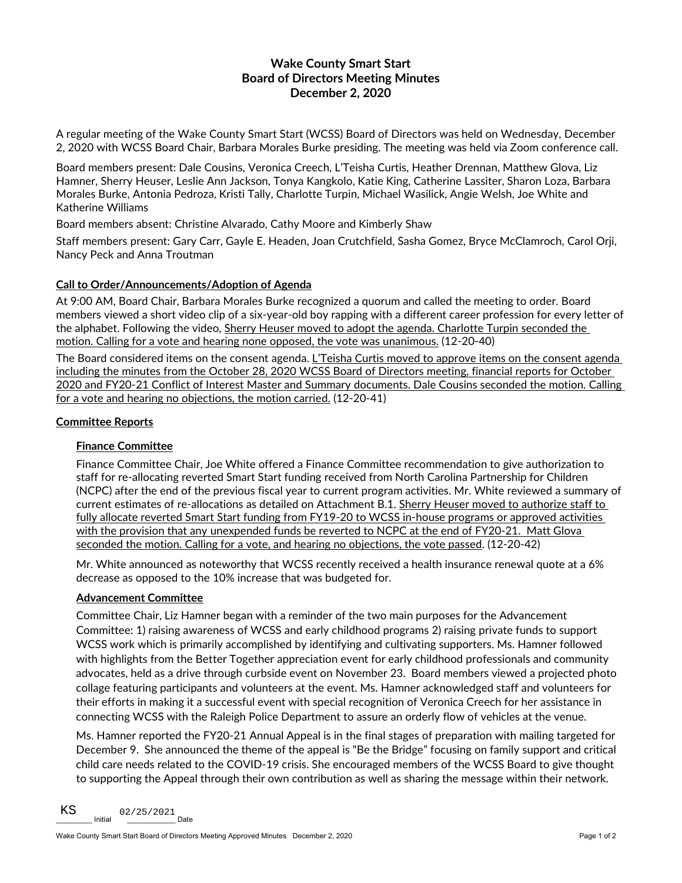# Wake County Smart Start
# Board of Directors Meeting Minutes
# December 2, 2020

A regular meeting of the Wake County Smart Start (WCSS) Board of Directors was held on Wednesday, December 2, 2020 with WCSS Board Chair, Barbara Morales Burke presiding. The meeting was held via Zoom conference call.

Board members present: Dale Cousins, Veronica Creech, L'Teisha Curtis, Heather Drennan, Matthew Glova, Liz Hamner, Sherry Heuser, Leslie Ann Jackson, Tonya Kangkolo, Katie King, Catherine Lassiter, Sharon Loza, Barbara Morales Burke, Antonia Pedroza, Kristi Tally, Charlotte Turpin, Michael Wasilick, Angie Welsh, Joe White and Katherine Williams

Board members absent: Christine Alvarado, Cathy Moore and Kimberly Shaw

Staff members present: Gary Carr, Gayle E. Headen, Joan Crutchfield, Sasha Gomez, Bryce McClamroch, Carol Orji, Nancy Peck and Anna Troutman

## Call to Order/Announcements/Adoption of Agenda

At 9:00 AM, Board Chair, Barbara Morales Burke recognized a quorum and called the meeting to order. Board members viewed a short video clip of a six-year-old boy rapping with a different career profession for every letter of the alphabet. Following the video, Sherry Heuser moved to adopt the agenda. Charlotte Turpin seconded the motion. Calling for a vote and hearing none opposed, the vote was unanimous. (12-20-40)

The Board considered items on the consent agenda. L'Teisha Curtis moved to approve items on the consent agenda including the minutes from the October 28, 2020 WCSS Board of Directors meeting, financial reports for October 2020 and FY20-21 Conflict of Interest Master and Summary documents. Dale Cousins seconded the motion. Calling for a vote and hearing no objections, the motion carried. (12-20-41)

## Committee Reports

### Finance Committee

Finance Committee Chair, Joe White offered a Finance Committee recommendation to give authorization to staff for re-allocating reverted Smart Start funding received from North Carolina Partnership for Children (NCPC) after the end of the previous fiscal year to current program activities. Mr. White reviewed a summary of current estimates of re-allocations as detailed on Attachment B.1. Sherry Heuser moved to authorize staff to fully allocate reverted Smart Start funding from FY19-20 to WCSS in-house programs or approved activities with the provision that any unexpended funds be reverted to NCPC at the end of FY20-21. Matt Glova seconded the motion. Calling for a vote, and hearing no objections, the vote passed. (12-20-42)

Mr. White announced as noteworthy that WCSS recently received a health insurance renewal quote at a 6% decrease as opposed to the 10% increase that was budgeted for.

### Advancement Committee

Committee Chair, Liz Hamner began with a reminder of the two main purposes for the Advancement Committee: 1) raising awareness of WCSS and early childhood programs 2) raising private funds to support WCSS work which is primarily accomplished by identifying and cultivating supporters. Ms. Hamner followed with highlights from the Better Together appreciation event for early childhood professionals and community advocates, held as a drive through curbside event on November 23. Board members viewed a projected photo collage featuring participants and volunteers at the event. Ms. Hamner acknowledged staff and volunteers for their efforts in making it a successful event with special recognition of Veronica Creech for her assistance in connecting WCSS with the Raleigh Police Department to assure an orderly flow of vehicles at the venue.

Ms. Hamner reported the FY20-21 Annual Appeal is in the final stages of preparation with mailing targeted for December 9. She announced the theme of the appeal is "Be the Bridge" focusing on family support and critical child care needs related to the COVID-19 crisis. She encouraged members of the WCSS Board to give thought to supporting the Appeal through their own contribution as well as sharing the message within their network.

KS Initial 02/25/2021 Date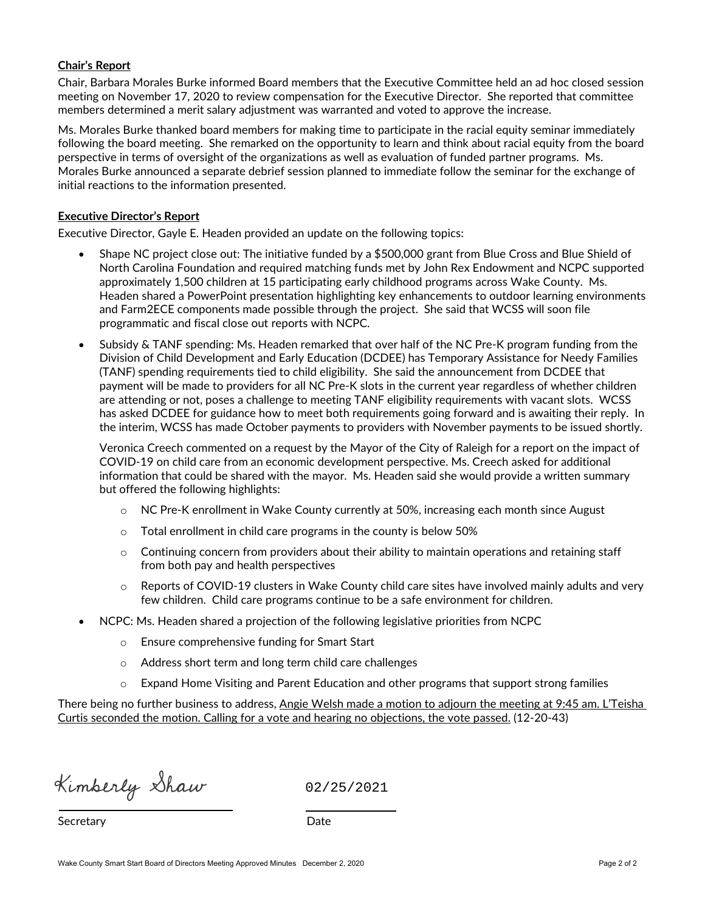**Chair's Report**

Chair, Barbara Morales Burke informed Board members that the Executive Committee held an ad hoc closed session meeting on November 17, 2020 to review compensation for the Executive Director. She reported that committee members determined a merit salary adjustment was warranted and voted to approve the increase.

Ms. Morales Burke thanked board members for making time to participate in the racial equity seminar immediately following the board meeting. She remarked on the opportunity to learn and think about racial equity from the board perspective in terms of oversight of the organizations as well as evaluation of funded partner programs. Ms. Morales Burke announced a separate debrief session planned to immediate follow the seminar for the exchange of initial reactions to the information presented.

**Executive Director's Report**

Executive Director, Gayle E. Headen provided an update on the following topics:

- Shape NC project close out: The initiative funded by a $500,000 grant from Blue Cross and Blue Shield of North Carolina Foundation and required matching funds met by John Rex Endowment and NCPC supported approximately 1,500 children at 15 participating early childhood programs across Wake County. Ms. Headen shared a PowerPoint presentation highlighting key enhancements to outdoor learning environments and Farm2ECE components made possible through the project. She said that WCSS will soon file programmatic and fiscal close out reports with NCPC.
- Subsidy & TANF spending: Ms. Headen remarked that over half of the NC Pre-K program funding from the Division of Child Development and Early Education (DCDEE) has Temporary Assistance for Needy Families (TANF) spending requirements tied to child eligibility. She said the announcement from DCDEE that payment will be made to providers for all NC Pre-K slots in the current year regardless of whether children are attending or not, poses a challenge to meeting TANF eligibility requirements with vacant slots. WCSS has asked DCDEE for guidance how to meet both requirements going forward and is awaiting their reply. In the interim, WCSS has made October payments to providers with November payments to be issued shortly.

  Veronica Creech commented on a request by the Mayor of the City of Raleigh for a report on the impact of COVID-19 on child care from an economic development perspective. Ms. Creech asked for additional information that could be shared with the mayor. Ms. Headen said she would provide a written summary but offered the following highlights:

  - NC Pre-K enrollment in Wake County currently at 50%, increasing each month since August
  - Total enrollment in child care programs in the county is below 50%
  - Continuing concern from providers about their ability to maintain operations and retaining staff from both pay and health perspectives
  - Reports of COVID-19 clusters in Wake County child care sites have involved mainly adults and very few children. Child care programs continue to be a safe environment for children.
- NCPC: Ms. Headen shared a projection of the following legislative priorities from NCPC
  - Ensure comprehensive funding for Smart Start
  - Address short term and long term child care challenges
  - Expand Home Visiting and Parent Education and other programs that support strong families

There being no further business to address, Angie Welsh made a motion to adjourn the meeting at 9:45 am. L'Teisha Curtis seconded the motion. Calling for a vote and hearing no objections, the vote passed. (12-20-43)

Kimberly Shaw

Secretary

02/25/2021

Date